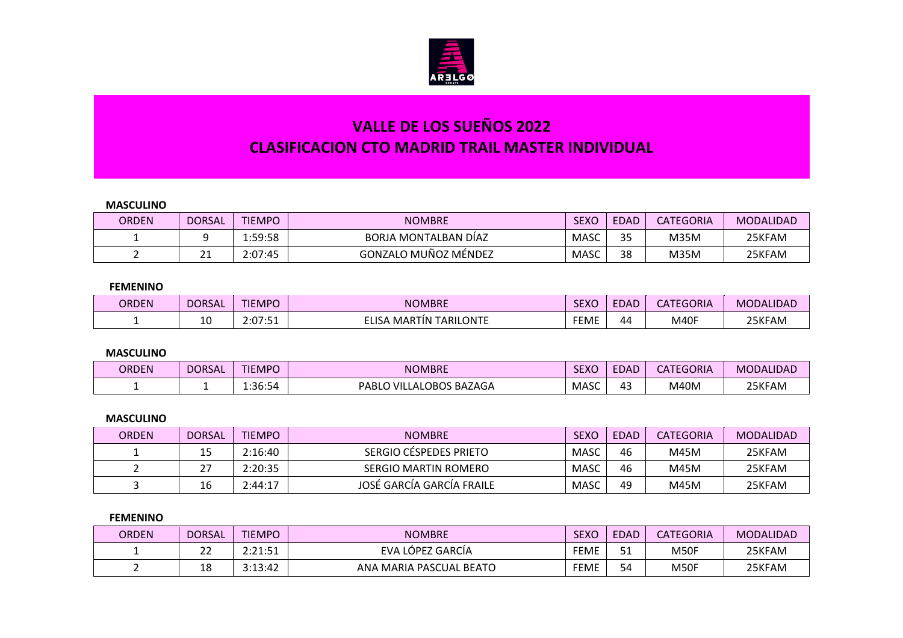# VALLE DE LOS SUEÑOS 2022
# CLASIFICACION CTO MADRID TRAIL MASTER INDIVIDUAL

**MASCULINO**

| ORDEN | DORSAL | TIEMPO | NOMBRE | SEXO | EDAD | CATEGORIA | MODALIDAD |
|---|---|---|---|---|---|---|---|
| 1 | 9 | 1:59:58 | BORJA MONTALBAN DÍAZ | MASC | 35 | M35M | 25KFAM |
| 2 | 21 | 2:07:45 | GONZALO MUÑOZ MÉNDEZ | MASC | 38 | M35M | 25KFAM |

**FEMENINO**

| ORDEN | DORSAL | TIEMPO | NOMBRE | SEXO | EDAD | CATEGORIA | MODALIDAD |
|---|---|---|---|---|---|---|---|
| 1 | 10 | 2:07:51 | ELISA MARTÍN TARILONTE | FEME | 44 | M40F | 25KFAM |

**MASCULINO**

| ORDEN | DORSAL | TIEMPO | NOMBRE | SEXO | EDAD | CATEGORIA | MODALIDAD |
|---|---|---|---|---|---|---|---|
| 1 | 1 | 1:36:54 | PABLO VILLALOBOS BAZAGA | MASC | 43 | M40M | 25KFAM |

**MASCULINO**

| ORDEN | DORSAL | TIEMPO | NOMBRE | SEXO | EDAD | CATEGORIA | MODALIDAD |
|---|---|---|---|---|---|---|---|
| 1 | 15 | 2:16:40 | SERGIO CÉSPEDES PRIETO | MASC | 46 | M45M | 25KFAM |
| 2 | 27 | 2:20:35 | SERGIO MARTIN ROMERO | MASC | 46 | M45M | 25KFAM |
| 3 | 16 | 2:44:17 | JOSÉ GARCÍA GARCÍA FRAILE | MASC | 49 | M45M | 25KFAM |

**FEMENINO**

| ORDEN | DORSAL | TIEMPO | NOMBRE | SEXO | EDAD | CATEGORIA | MODALIDAD |
|---|---|---|---|---|---|---|---|
| 1 | 22 | 2:21:51 | EVA LÓPEZ GARCÍA | FEME | 51 | M50F | 25KFAM |
| 2 | 18 | 3:13:42 | ANA MARIA PASCUAL BEATO | FEME | 54 | M50F | 25KFAM |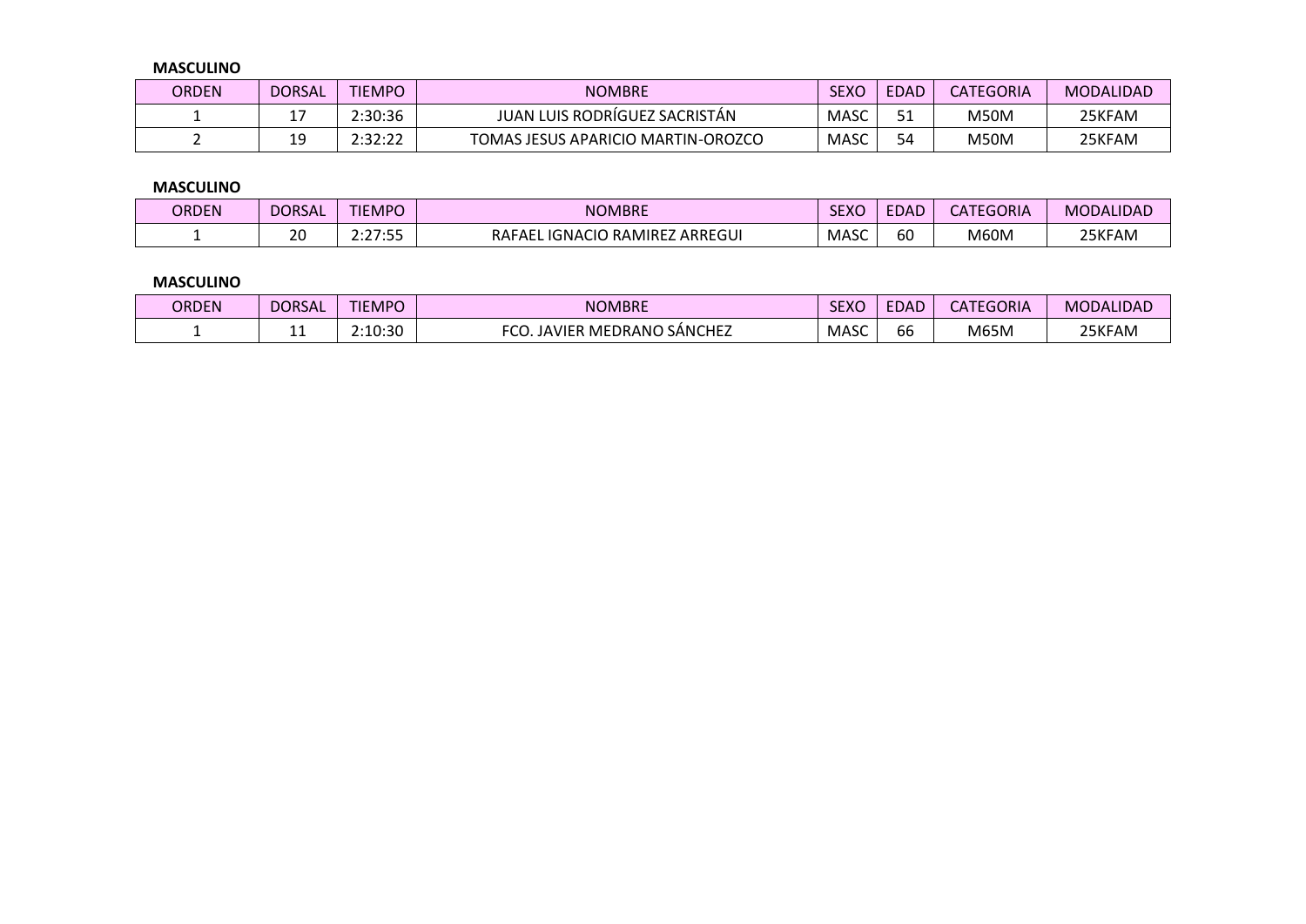**MASCULINO**

| ORDEN | DORSAL | TIEMPO | NOMBRE | SEXO | EDAD | CATEGORIA | MODALIDAD |
|---|---|---|---|---|---|---|---|
| 1 | 17 | 2:30:36 | JUAN LUIS RODRÍGUEZ SACRISTÁN | MASC | 51 | M50M | 25KFAM |
| 2 | 19 | 2:32:22 | TOMAS JESUS APARICIO MARTIN-OROZCO | MASC | 54 | M50M | 25KFAM |

**MASCULINO**

| ORDEN | DORSAL | TIEMPO | NOMBRE | SEXO | EDAD | CATEGORIA | MODALIDAD |
|---|---|---|---|---|---|---|---|
| 1 | 20 | 2:27:55 | RAFAEL IGNACIO RAMIREZ ARREGUI | MASC | 60 | M60M | 25KFAM |

**MASCULINO**

| ORDEN | DORSAL | TIEMPO | NOMBRE | SEXO | EDAD | CATEGORIA | MODALIDAD |
|---|---|---|---|---|---|---|---|
| 1 | 11 | 2:10:30 | FCO. JAVIER MEDRANO SÁNCHEZ | MASC | 66 | M65M | 25KFAM |